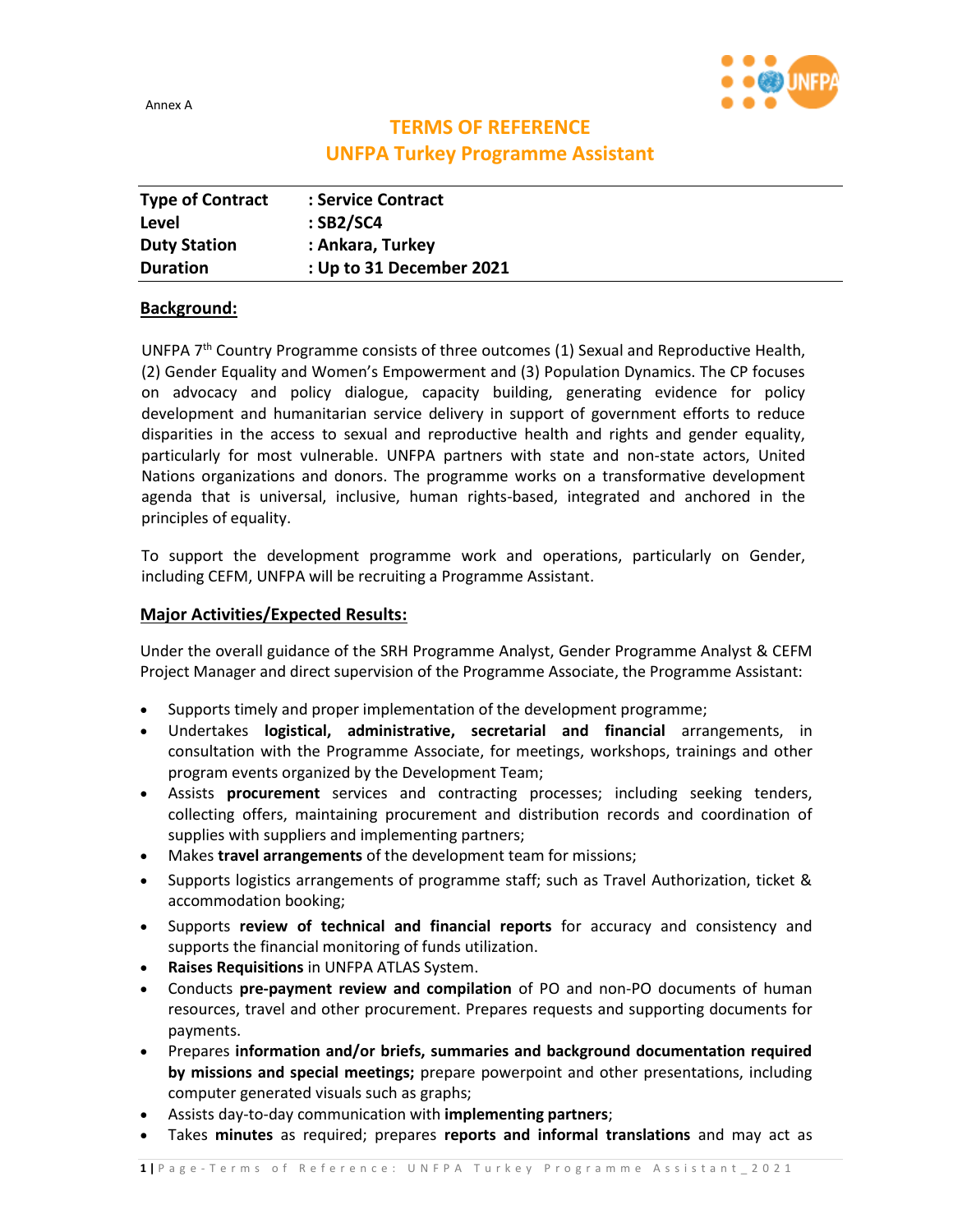Annex A

# TERMS OF REFERENCE
## UNFPA Turkey Programme Assistant

| | |
|---|---|
| **Type of Contract** | **: Service Contract** |
| **Level** | **: SB2/SC4** |
| **Duty Station** | **: Ankara, Turkey** |
| **Duration** | **: Up to 31 December 2021** |

### Background:

UNFPA 7th Country Programme consists of three outcomes (1) Sexual and Reproductive Health, (2) Gender Equality and Women's Empowerment and (3) Population Dynamics. The CP focuses on advocacy and policy dialogue, capacity building, generating evidence for policy development and humanitarian service delivery in support of government efforts to reduce disparities in the access to sexual and reproductive health and rights and gender equality, particularly for most vulnerable. UNFPA partners with state and non-state actors, United Nations organizations and donors. The programme works on a transformative development agenda that is universal, inclusive, human rights-based, integrated and anchored in the principles of equality.

To support the development programme work and operations, particularly on Gender, including CEFM, UNFPA will be recruiting a Programme Assistant.

### Major Activities/Expected Results:

Under the overall guidance of the SRH Programme Analyst, Gender Programme Analyst & CEFM Project Manager and direct supervision of the Programme Associate, the Programme Assistant:

- Supports timely and proper implementation of the development programme;
- Undertakes **logistical, administrative, secretarial and financial** arrangements, in consultation with the Programme Associate, for meetings, workshops, trainings and other program events organized by the Development Team;
- Assists **procurement** services and contracting processes; including seeking tenders, collecting offers, maintaining procurement and distribution records and coordination of supplies with suppliers and implementing partners;
- Makes **travel arrangements** of the development team for missions;
- Supports logistics arrangements of programme staff; such as Travel Authorization, ticket & accommodation booking;
- Supports **review of technical and financial reports** for accuracy and consistency and supports the financial monitoring of funds utilization.
- **Raises Requisitions** in UNFPA ATLAS System.
- Conducts **pre-payment review and compilation** of PO and non-PO documents of human resources, travel and other procurement. Prepares requests and supporting documents for payments.
- Prepares **information and/or briefs, summaries and background documentation required by missions and special meetings;** prepare powerpoint and other presentations, including computer generated visuals such as graphs;
- Assists day-to-day communication with **implementing partners**;
- Takes **minutes** as required; prepares **reports and informal translations** and may act as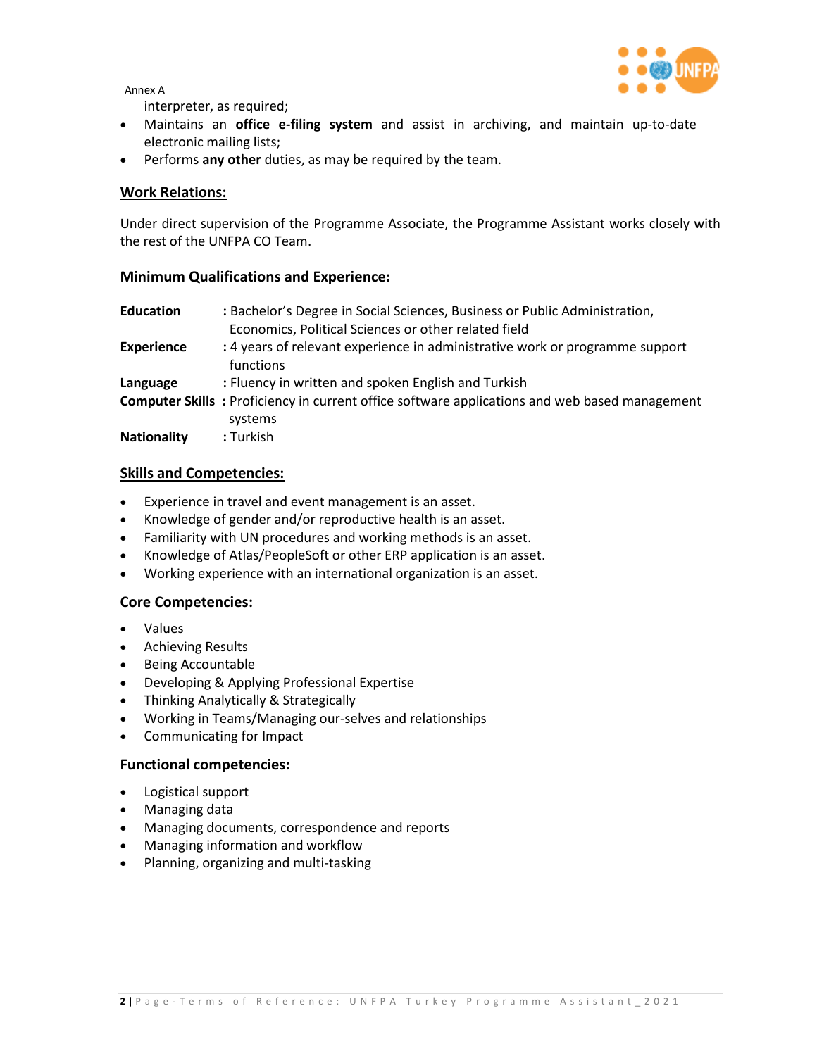interpreter, as required;

- Maintains an **office e-filing system** and assist in archiving, and maintain up-to-date electronic mailing lists;
- Performs **any other** duties, as may be required by the team.

## Work Relations:

Under direct supervision of the Programme Associate, the Programme Assistant works closely with the rest of the UNFPA CO Team.

## Minimum Qualifications and Experience:

| | |
|---|---|
| **Education** | : Bachelor's Degree in Social Sciences, Business or Public Administration, Economics, Political Sciences or other related field |
| **Experience** | : 4 years of relevant experience in administrative work or programme support functions |
| **Language** | : Fluency in written and spoken English and Turkish |
| **Computer Skills** | : Proficiency in current office software applications and web based management systems |
| **Nationality** | : Turkish |

## Skills and Competencies:

- Experience in travel and event management is an asset.
- Knowledge of gender and/or reproductive health is an asset.
- Familiarity with UN procedures and working methods is an asset.
- Knowledge of Atlas/PeopleSoft or other ERP application is an asset.
- Working experience with an international organization is an asset.

### Core Competencies:

- Values
- Achieving Results
- Being Accountable
- Developing & Applying Professional Expertise
- Thinking Analytically & Strategically
- Working in Teams/Managing our-selves and relationships
- Communicating for Impact

### Functional competencies:

- Logistical support
- Managing data
- Managing documents, correspondence and reports
- Managing information and workflow
- Planning, organizing and multi-tasking